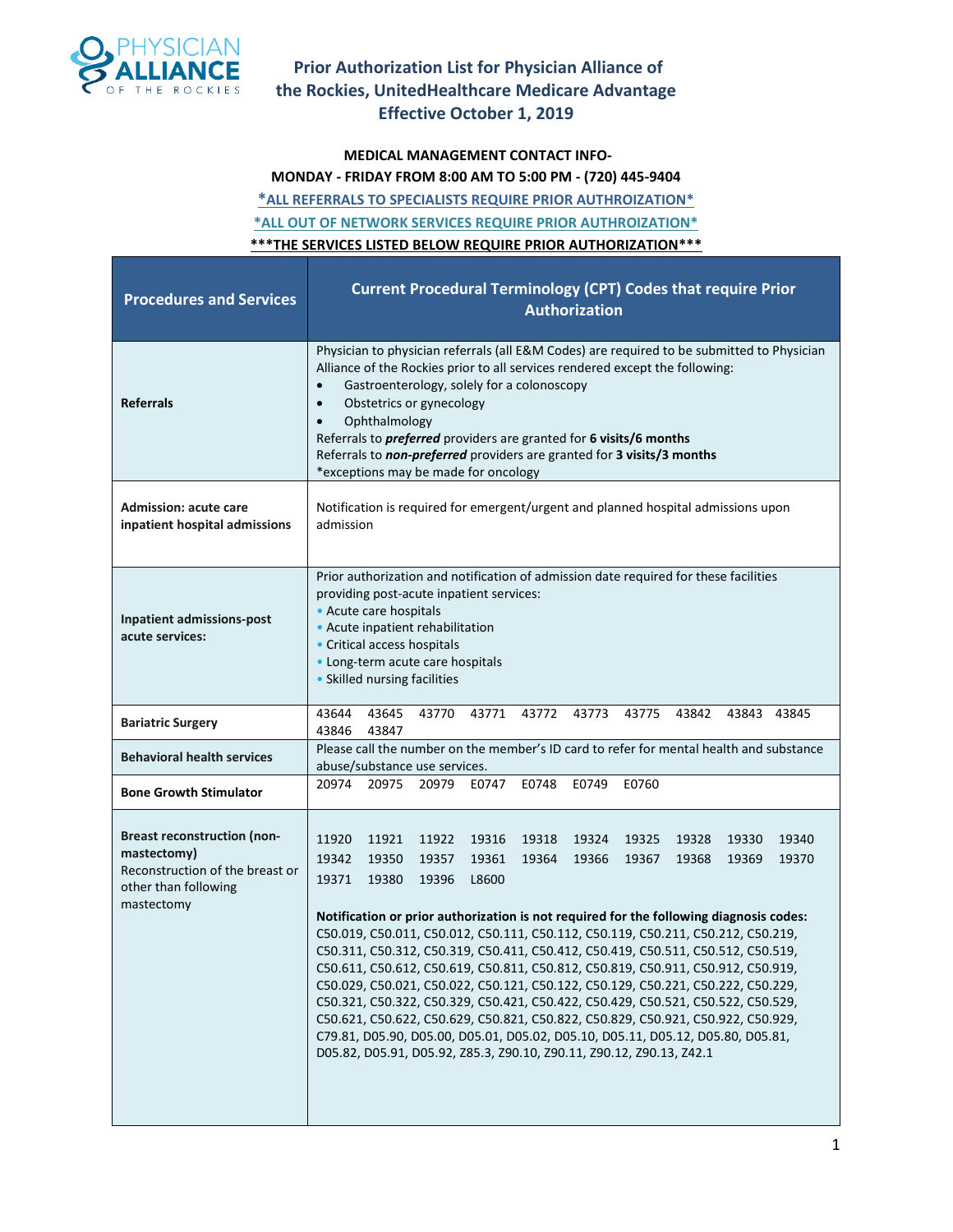# Prior Authorization List for Physician Alliance of the Rockies, UnitedHealthcare Medicare Advantage Effective October 1, 2019

**MEDICAL MANAGEMENT CONTACT INFO-**
**MONDAY - FRIDAY FROM 8:00 AM TO 5:00 PM - (720) 445-9404**

*ALL REFERRALS TO SPECIALISTS REQUIRE PRIOR AUTHROIZATION*

*ALL OUT OF NETWORK SERVICES REQUIRE PRIOR AUTHROIZATION*

**\*\*\*THE SERVICES LISTED BELOW REQUIRE PRIOR AUTHORIZATION\*\*\***

| Procedures and Services | Current Procedural Terminology (CPT) Codes that require Prior Authorization |
|---|---|
| **Referrals** | Physician to physician referrals (all E&M Codes) are required to be submitted to Physician Alliance of the Rockies prior to all services rendered except the following:<br>• Gastroenterology, solely for a colonoscopy<br>• Obstetrics or gynecology<br>• Ophthalmology<br>Referrals to ***preferred*** providers are granted for **6 visits/6 months**<br>Referrals to ***non-preferred*** providers are granted for **3 visits/3 months**<br>*exceptions may be made for oncology |
| **Admission: acute care inpatient hospital admissions** | Notification is required for emergent/urgent and planned hospital admissions upon admission |
| **Inpatient admissions-post acute services:** | Prior authorization and notification of admission date required for these facilities providing post-acute inpatient services:<br>• Acute care hospitals<br>• Acute inpatient rehabilitation<br>• Critical access hospitals<br>• Long-term acute care hospitals<br>• Skilled nursing facilities |
| **Bariatric Surgery** | 43644 43645 43770 43771 43772 43773 43775 43842 43843 43845 43846 43847 |
| **Behavioral health services** | Please call the number on the member's ID card to refer for mental health and substance abuse/substance use services. |
| **Bone Growth Stimulator** | 20974 20975 20979 E0747 E0748 E0749 E0760 |
| **Breast reconstruction (non-mastectomy)** Reconstruction of the breast or other than following mastectomy | 11920 11921 11922 19316 19318 19324 19325 19328 19330 19340 19342 19350 19357 19361 19364 19366 19367 19368 19369 19370 19371 19380 19396 L8600<br><br>**Notification or prior authorization is not required for the following diagnosis codes:** C50.019, C50.011, C50.012, C50.111, C50.112, C50.119, C50.211, C50.212, C50.219, C50.311, C50.312, C50.319, C50.411, C50.412, C50.419, C50.511, C50.512, C50.519, C50.611, C50.612, C50.619, C50.811, C50.812, C50.819, C50.911, C50.912, C50.919, C50.029, C50.021, C50.022, C50.121, C50.122, C50.129, C50.221, C50.222, C50.229, C50.321, C50.322, C50.329, C50.421, C50.422, C50.429, C50.521, C50.522, C50.529, C50.621, C50.622, C50.629, C50.821, C50.822, C50.829, C50.921, C50.922, C50.929, C79.81, D05.90, D05.00, D05.01, D05.02, D05.10, D05.11, D05.12, D05.80, D05.81, D05.82, D05.91, D05.92, Z85.3, Z90.10, Z90.11, Z90.12, Z90.13, Z42.1 |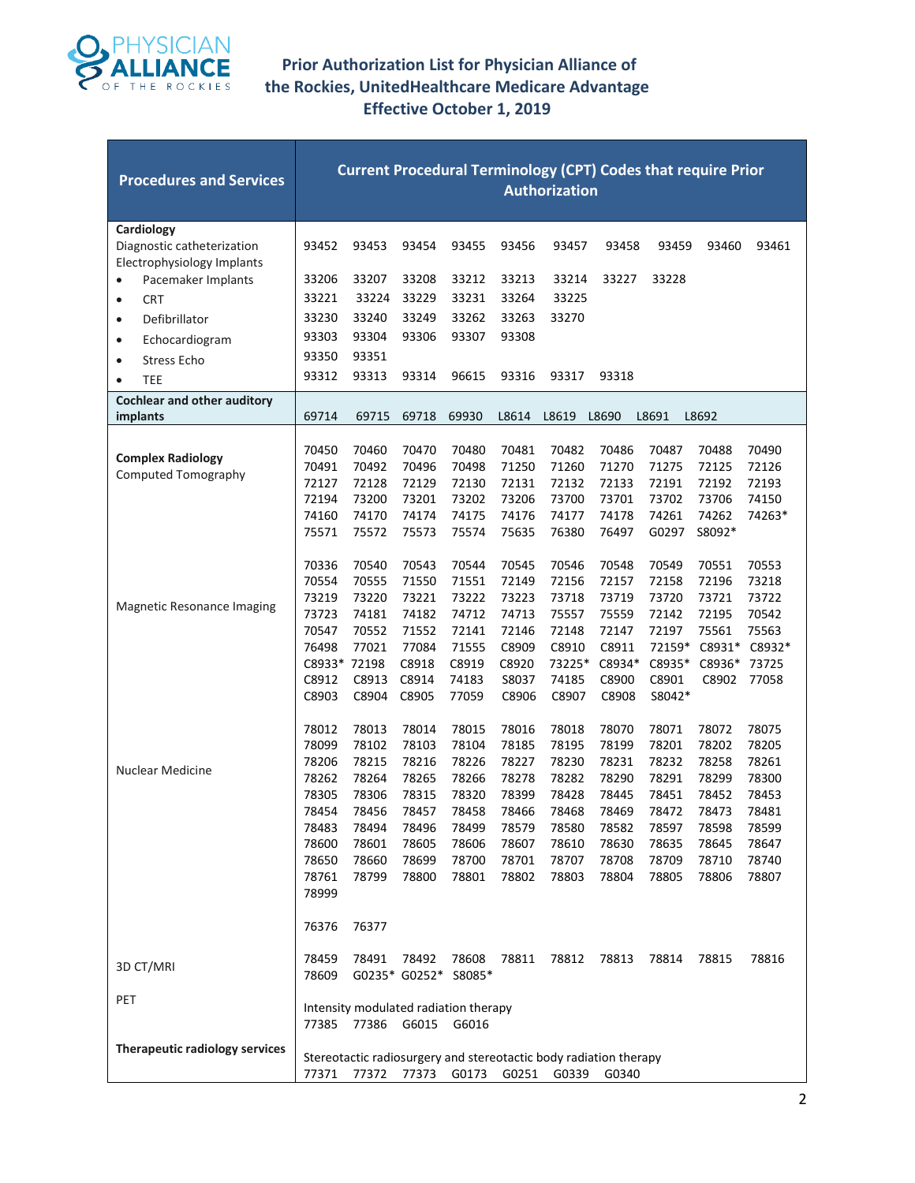# Prior Authorization List for Physician Alliance of the Rockies, UnitedHealthcare Medicare Advantage Effective October 1, 2019

| Procedures and Services | Current Procedural Terminology (CPT) Codes that require Prior Authorization |
|---|---|
| **Cardiology**<br>Diagnostic catheterization | 93452 93453 93454 93455 93456 93457 93458 93459 93460 93461 |
| Electrophysiology Implants<br>• Pacemaker Implants | 33206 33207 33208 33212 33213 33214 33227 33228 |
| • CRT | 33221 33224 33229 33231 33264 33225 |
| • Defibrillator | 33230 33240 33249 33262 33263 33270 |
| • Echocardiogram | 93303 93304 93306 93307 93308 |
| • Stress Echo | 93350 93351 |
| • TEE | 93312 93313 93314 96615 93316 93317 93318 |
| **Cochlear and other auditory implants** | 69714 69715 69718 69930 L8614 L8619 L8690 L8691 L8692 |
| **Complex Radiology**<br>Computed Tomography | 70450 70460 70470 70480 70481 70482 70486 70487 70488 70490 70491 70492 70496 70498 71250 71260 71270 71275 72125 72126 72127 72128 72129 72130 72131 72132 72133 72191 72192 72193 72194 73200 73201 73202 73206 73700 73701 73702 73706 74150 74160 74170 74174 74175 74176 74177 74178 74261 74262 74263* 75571 75572 75573 75574 75635 76380 76497 G0297 S8092* |
| Magnetic Resonance Imaging | 70336 70540 70543 70544 70545 70546 70548 70549 70551 70553 70554 70555 71550 71551 72149 72156 72157 72158 72196 73218 73219 73220 73221 73222 73223 73718 73719 73720 73721 73722 73723 74181 74182 74712 74713 75557 75559 72142 72195 70542 70547 70552 71552 72141 72146 72148 72147 72197 75561 75563 76498 77021 77084 71555 C8909 C8910 C8911 72159* C8931* C8932* C8933* 72198 C8918 C8919 C8920 73225* C8934* C8935* C8936* 73725 C8912 C8913 C8914 74183 S8037 74185 C8900 C8901 C8902 77058 C8903 C8904 C8905 77059 C8906 C8907 C8908 S8042* |
| Nuclear Medicine | 78012 78013 78014 78015 78016 78018 78070 78071 78072 78075 78099 78102 78103 78104 78185 78195 78199 78201 78202 78205 78206 78215 78216 78226 78227 78230 78231 78232 78258 78261 78262 78264 78265 78266 78278 78282 78290 78291 78299 78300 78305 78306 78315 78320 78399 78428 78445 78451 78452 78453 78454 78456 78457 78458 78466 78468 78469 78472 78473 78481 78483 78494 78496 78499 78579 78580 78582 78597 78598 78599 78600 78601 78605 78606 78607 78610 78630 78635 78645 78647 78650 78660 78699 78700 78701 78707 78708 78709 78710 78740 78761 78799 78800 78801 78802 78803 78804 78805 78806 78807 78999 |
| 3D CT/MRI | 76376 76377 |
| PET | 78459 78491 78492 78608 78811 78812 78813 78814 78815 78816 78609 G0235* G0252* S8085* |
| **Therapeutic radiology services** | Intensity modulated radiation therapy<br>77385 77386 G6015 G6016<br>Stereotactic radiosurgery and stereotactic body radiation therapy<br>77371 77372 77373 G0173 G0251 G0339 G0340 |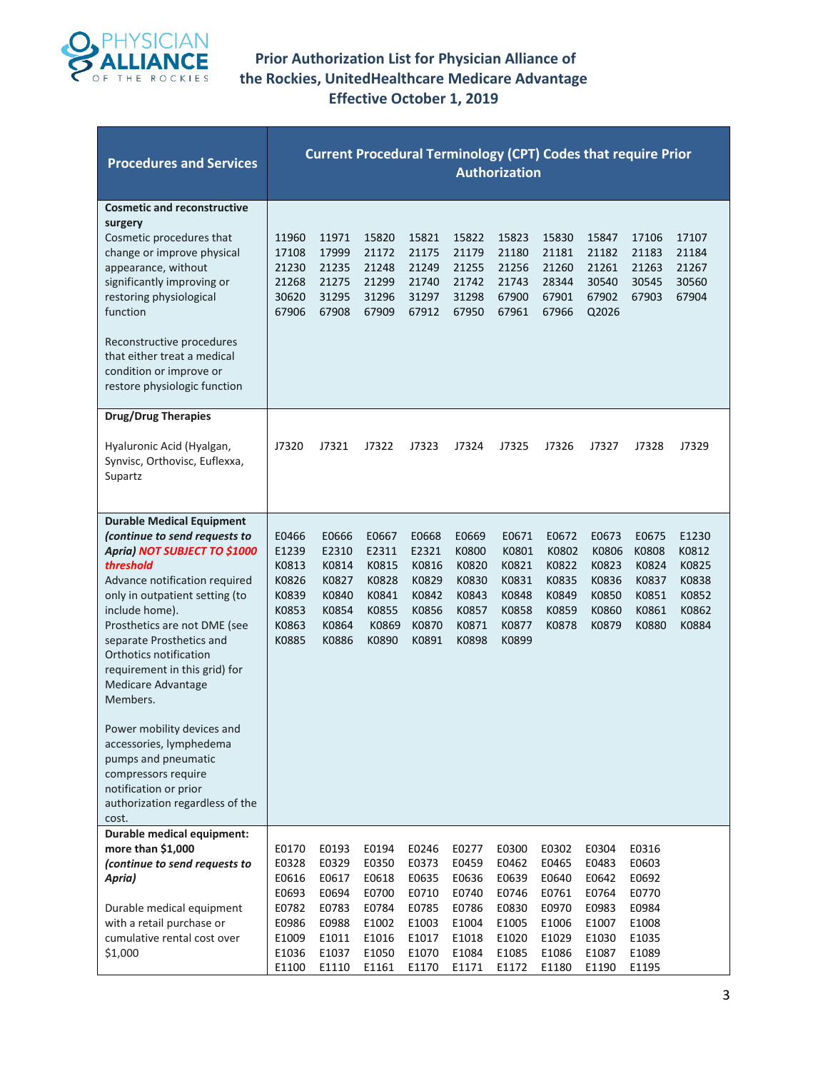# Prior Authorization List for Physician Alliance of the Rockies, UnitedHealthcare Medicare Advantage Effective October 1, 2019

| Procedures and Services | Current Procedural Terminology (CPT) Codes that require Prior Authorization |
|---|---|
| **Cosmetic and reconstructive surgery**<br>Cosmetic procedures that change or improve physical appearance, without significantly improving or restoring physiological function<br><br>Reconstructive procedures that either treat a medical condition or improve or restore physiologic function | 11960 11971 15820 15821 15822 15823 15830 15847 17106 17107<br>17108 17999 21172 21175 21179 21180 21181 21182 21183 21184<br>21230 21235 21248 21249 21255 21256 21260 21261 21263 21267<br>21268 21275 21299 21740 21742 21743 28344 30540 30545 30560<br>30620 31295 31296 31297 31298 67900 67901 67902 67903 67904<br>67906 67908 67909 67912 67950 67961 67966 Q2026 |
| **Drug/Drug Therapies**<br><br>Hyaluronic Acid (Hyalgan, Synvisc, Orthovisc, Euflexxa, Supartz | J7320 J7321 J7322 J7323 J7324 J7325 J7326 J7327 J7328 J7329 |
| **Durable Medical Equipment** ***(continue to send requests to Apria) NOT SUBJECT TO $1000 threshold***<br>Advance notification required only in outpatient setting (to include home).<br>Prosthetics are not DME (see separate Prosthetics and Orthotics notification requirement in this grid) for Medicare Advantage Members.<br><br>Power mobility devices and accessories, lymphedema pumps and pneumatic compressors require notification or prior authorization regardless of the cost. | E0466 E0666 E0667 E0668 E0669 E0671 E0672 E0673 E0675 E1230<br>E1239 E2310 E2311 E2321 K0800 K0801 K0802 K0806 K0808 K0812<br>K0813 K0814 K0815 K0816 K0820 K0821 K0822 K0823 K0824 K0825<br>K0826 K0827 K0828 K0829 K0830 K0831 K0835 K0836 K0837 K0838<br>K0839 K0840 K0841 K0842 K0843 K0848 K0849 K0850 K0851 K0852<br>K0853 K0854 K0855 K0856 K0857 K0858 K0859 K0860 K0861 K0862<br>K0863 K0864 K0869 K0870 K0871 K0877 K0878 K0879 K0880 K0884<br>K0885 K0886 K0890 K0891 K0898 K0899 |
| **Durable medical equipment: more than $1,000** ***(continue to send requests to Apria)***<br><br>Durable medical equipment with a retail purchase or cumulative rental cost over $1,000 | E0170 E0193 E0194 E0246 E0277 E0300 E0302 E0304 E0316<br>E0328 E0329 E0350 E0373 E0459 E0462 E0465 E0483 E0603<br>E0616 E0617 E0618 E0635 E0636 E0639 E0640 E0642 E0692<br>E0693 E0694 E0700 E0710 E0740 E0746 E0761 E0764 E0770<br>E0782 E0783 E0784 E0785 E0786 E0830 E0970 E0983 E0984<br>E0986 E0988 E1002 E1003 E1004 E1005 E1006 E1007 E1008<br>E1009 E1011 E1016 E1017 E1018 E1020 E1029 E1030 E1035<br>E1036 E1037 E1050 E1070 E1084 E1085 E1086 E1087 E1089<br>E1100 E1110 E1161 E1170 E1171 E1172 E1180 E1190 E1195 |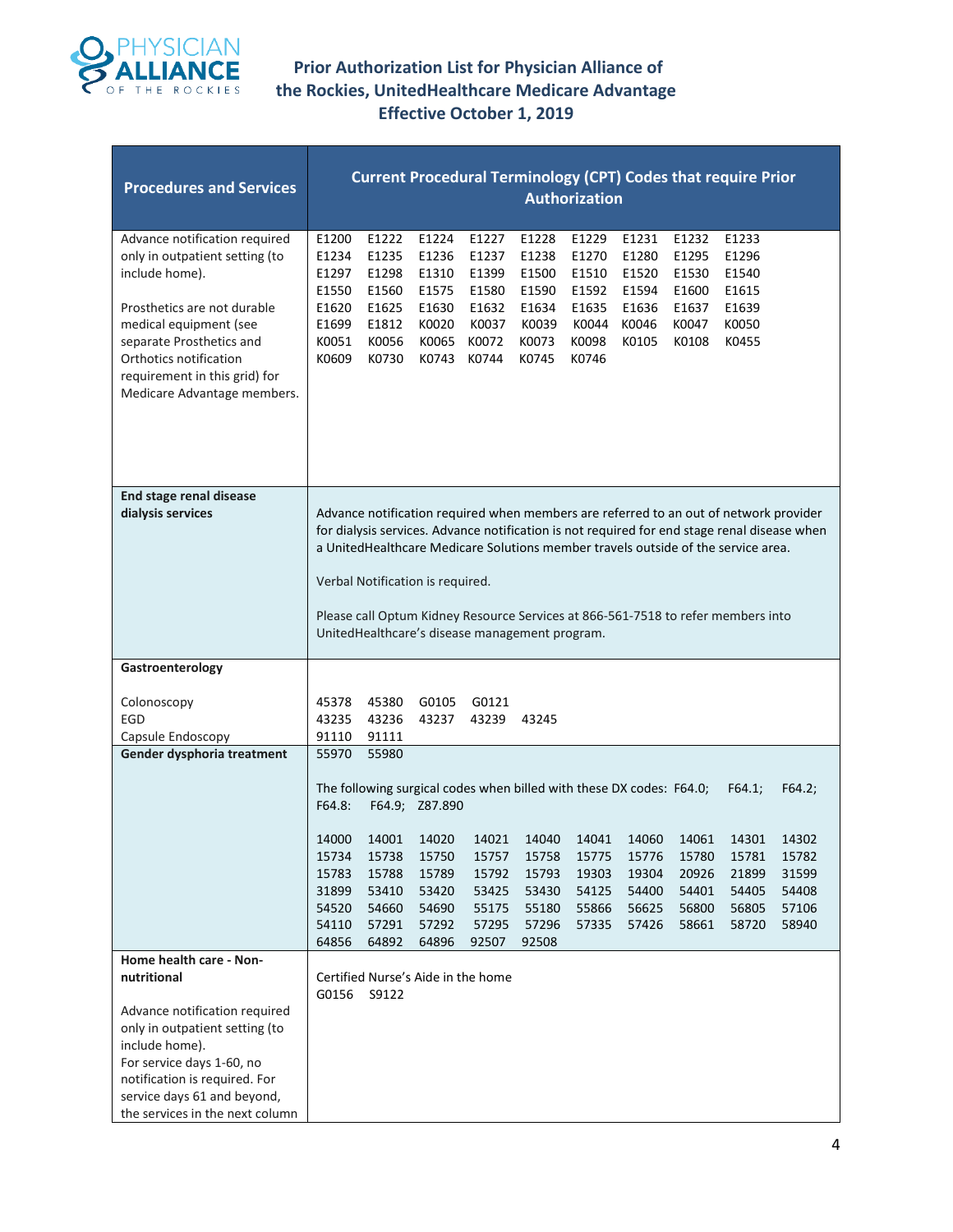# Prior Authorization List for Physician Alliance of the Rockies, UnitedHealthcare Medicare Advantage Effective October 1, 2019

| Procedures and Services | Current Procedural Terminology (CPT) Codes that require Prior Authorization |
|---|---|
| Advance notification required only in outpatient setting (to include home).<br><br>Prosthetics are not durable medical equipment (see separate Prosthetics and Orthotics notification requirement in this grid) for Medicare Advantage members. | E1200 E1222 E1224 E1227 E1228 E1229 E1231 E1232 E1233 E1234 E1235 E1236 E1237 E1238 E1270 E1280 E1295 E1296 E1297 E1298 E1310 E1399 E1500 E1510 E1520 E1530 E1540 E1550 E1560 E1575 E1580 E1590 E1592 E1594 E1600 E1615 E1620 E1625 E1630 E1632 E1634 E1635 E1636 E1637 E1639 E1699 E1812 K0020 K0037 K0039 K0044 K0046 K0047 K0050 K0051 K0056 K0065 K0072 K0073 K0098 K0105 K0108 K0455 K0609 K0730 K0743 K0744 K0745 K0746 |
| **End stage renal disease dialysis services** | Advance notification required when members are referred to an out of network provider for dialysis services. Advance notification is not required for end stage renal disease when a UnitedHealthcare Medicare Solutions member travels outside of the service area.<br><br>Verbal Notification is required.<br><br>Please call Optum Kidney Resource Services at 866-561-7518 to refer members into UnitedHealthcare's disease management program. |
| **Gastroenterology**<br><br>Colonoscopy<br>EGD<br>Capsule Endoscopy | <br><br>45378 45380 G0105 G0121<br>43235 43236 43237 43239 43245<br>91110 91111 |
| **Gender dysphoria treatment** | 55970 55980<br><br>The following surgical codes when billed with these DX codes: F64.0; F64.1; F64.2; F64.8: F64.9; Z87.890<br><br>14000 14001 14020 14021 14040 14041 14060 14061 14301 14302 15734 15738 15750 15757 15758 15775 15776 15780 15781 15782 15783 15788 15789 15792 15793 19303 19304 20926 21899 31599 31899 53410 53420 53425 53430 54125 54400 54401 54405 54408 54520 54660 54690 55175 55180 55866 56625 56800 56805 57106 54110 57291 57292 57295 57296 57335 57426 58661 58720 58940 64856 64892 64896 92507 92508 |
| **Home health care - Non-nutritional**<br><br>Advance notification required only in outpatient setting (to include home).<br>For service days 1-60, no notification is required. For service days 61 and beyond, the services in the next column | Certified Nurse's Aide in the home<br>G0156 S9122 |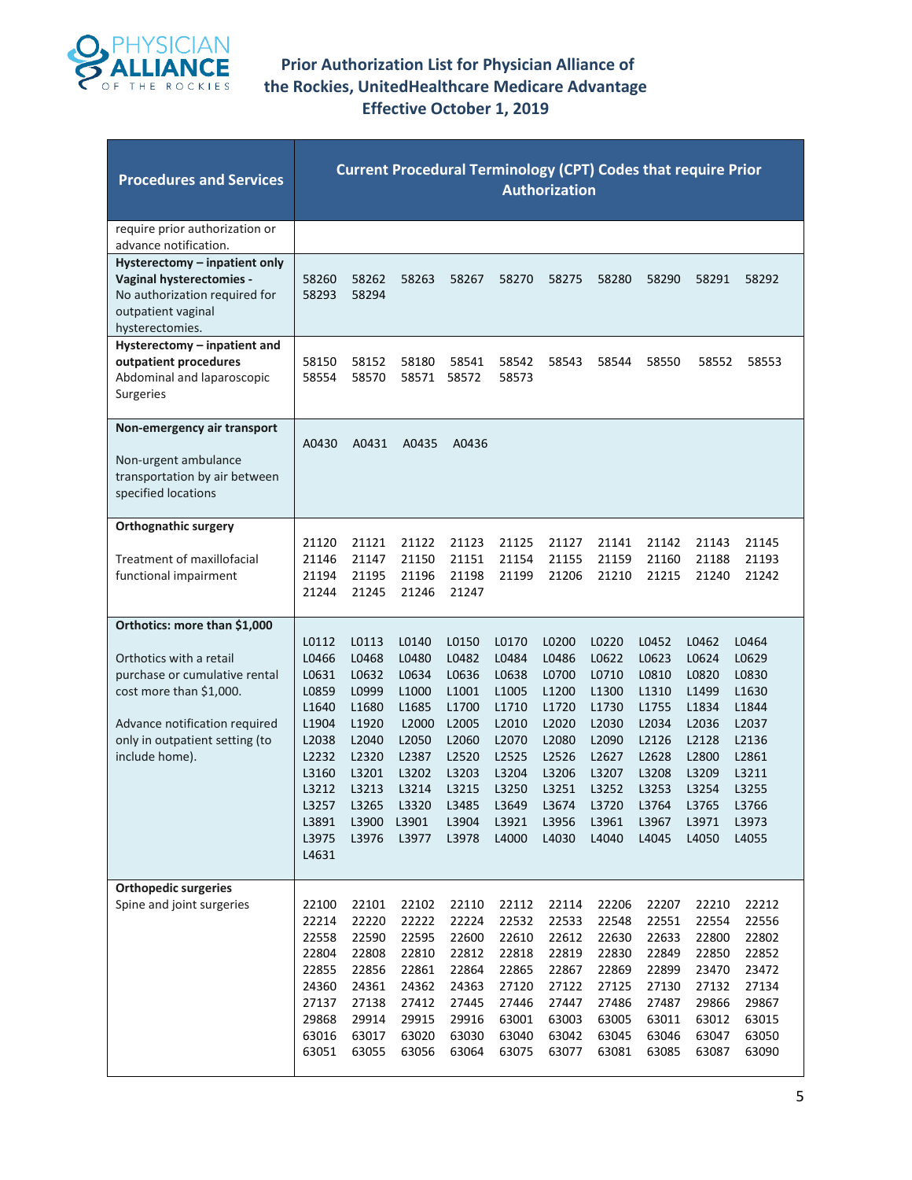# Prior Authorization List for Physician Alliance of the Rockies, UnitedHealthcare Medicare Advantage Effective October 1, 2019

| Procedures and Services | Current Procedural Terminology (CPT) Codes that require Prior Authorization |
|---|---|
| require prior authorization or advance notification. | |
| **Hysterectomy – inpatient only** **Vaginal hysterectomies -** No authorization required for outpatient vaginal hysterectomies. | 58260 58262 58263 58267 58270 58275 58280 58290 58291 58292 58293 58294 |
| **Hysterectomy – inpatient and outpatient procedures** Abdominal and laparoscopic Surgeries | 58150 58152 58180 58541 58542 58543 58544 58550 58552 58553 58554 58570 58571 58572 58573 |
| **Non-emergency air transport** Non-urgent ambulance transportation by air between specified locations | A0430 A0431 A0435 A0436 |
| **Orthognathic surgery** Treatment of maxillofacial functional impairment | 21120 21121 21122 21123 21125 21127 21141 21142 21143 21145 21146 21147 21150 21151 21154 21155 21159 21160 21188 21193 21194 21195 21196 21198 21199 21206 21210 21215 21240 21242 21244 21245 21246 21247 |
| **Orthotics: more than $1,000** Orthotics with a retail purchase or cumulative rental cost more than $1,000. Advance notification required only in outpatient setting (to include home). | L0112 L0113 L0140 L0150 L0170 L0200 L0220 L0452 L0462 L0464 L0466 L0468 L0480 L0482 L0484 L0486 L0622 L0623 L0624 L0629 L0631 L0632 L0634 L0636 L0638 L0700 L0710 L0810 L0820 L0830 L0859 L0999 L1000 L1001 L1005 L1200 L1300 L1310 L1499 L1630 L1640 L1680 L1685 L1700 L1710 L1720 L1730 L1755 L1834 L1844 L1904 L1920 L2000 L2005 L2010 L2020 L2030 L2034 L2036 L2037 L2038 L2040 L2050 L2060 L2070 L2080 L2090 L2126 L2128 L2136 L2232 L2320 L2387 L2520 L2525 L2526 L2627 L2628 L2800 L2861 L3160 L3201 L3202 L3203 L3204 L3206 L3207 L3208 L3209 L3211 L3212 L3213 L3214 L3215 L3250 L3251 L3252 L3253 L3254 L3255 L3257 L3265 L3320 L3485 L3649 L3674 L3720 L3764 L3765 L3766 L3891 L3900 L3901 L3904 L3921 L3956 L3961 L3967 L3971 L3973 L3975 L3976 L3977 L3978 L4000 L4030 L4040 L4045 L4050 L4055 L4631 |
| **Orthopedic surgeries** Spine and joint surgeries | 22100 22101 22102 22110 22112 22114 22206 22207 22210 22212 22214 22220 22222 22224 22532 22533 22548 22551 22554 22556 22558 22590 22595 22600 22610 22612 22630 22633 22800 22802 22804 22808 22810 22812 22818 22819 22830 22849 22850 22852 22855 22856 22861 22864 22865 22867 22869 22899 23470 23472 24360 24361 24362 24363 27120 27122 27125 27130 27132 27134 27137 27138 27412 27445 27446 27447 27486 27487 29866 29867 29868 29914 29915 29916 63001 63003 63005 63011 63012 63015 63016 63017 63020 63030 63040 63042 63045 63046 63047 63050 63051 63055 63056 63064 63075 63077 63081 63085 63087 63090 |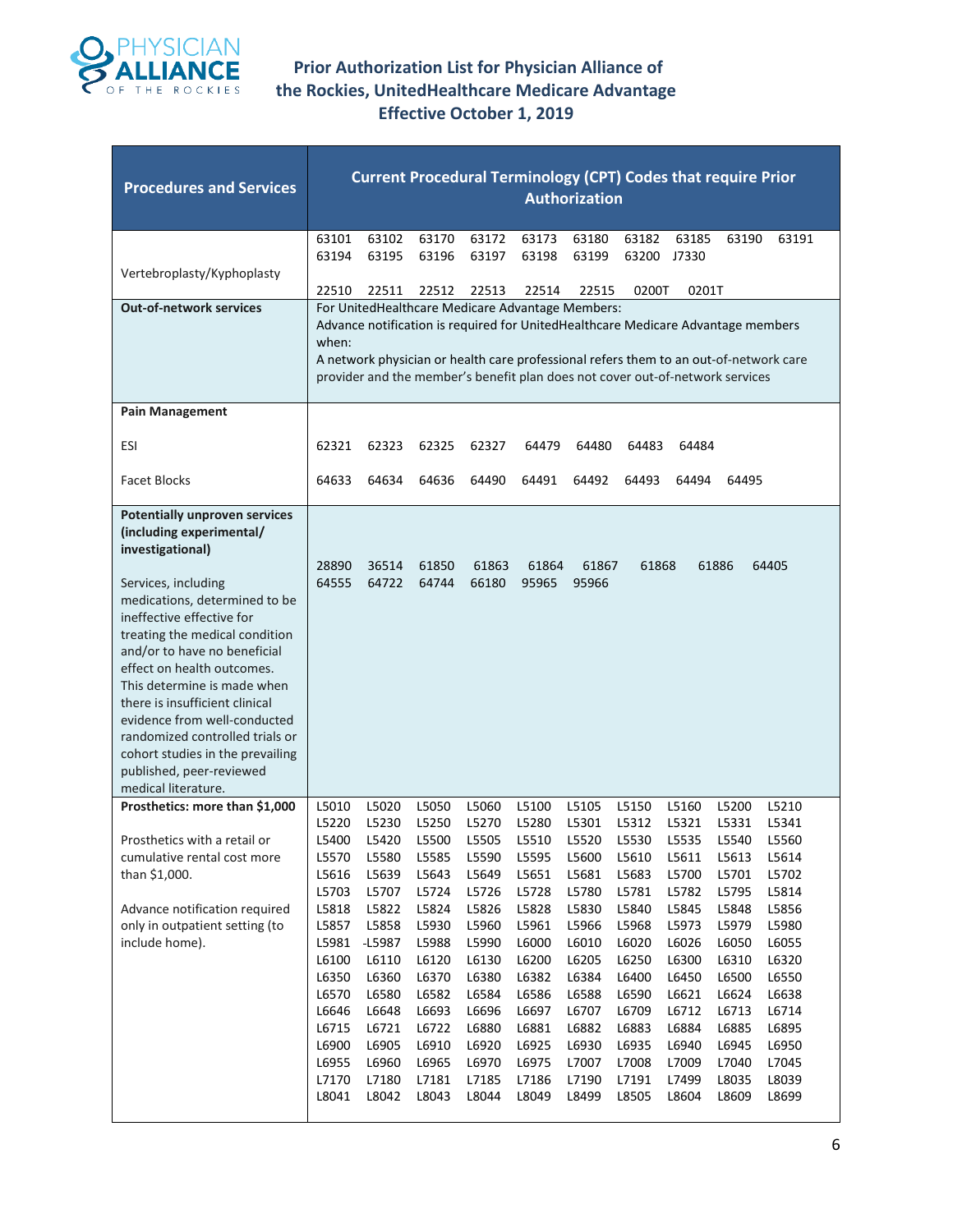# Prior Authorization List for Physician Alliance of the Rockies, UnitedHealthcare Medicare Advantage Effective October 1, 2019

| Procedures and Services | Current Procedural Terminology (CPT) Codes that require Prior Authorization |
|---|---|
| Vertebroplasty/Kyphoplasty | 63101 63102 63170 63172 63173 63180 63182 63185 63190 63191 63194 63195 63196 63197 63198 63199 63200 J7330<br><br>22510 22511 22512 22513 22514 22515 0200T 0201T |
| **Out-of-network services** | For UnitedHealthcare Medicare Advantage Members:<br>Advance notification is required for UnitedHealthcare Medicare Advantage members when:<br>A network physician or health care professional refers them to an out-of-network care provider and the member's benefit plan does not cover out-of-network services |
| **Pain Management** | |
| ESI | 62321 62323 62325 62327 64479 64480 64483 64484 |
| Facet Blocks | 64633 64634 64636 64490 64491 64492 64493 64494 64495 |
| **Potentially unproven services (including experimental/ investigational)**<br><br>Services, including medications, determined to be ineffective effective for treating the medical condition and/or to have no beneficial effect on health outcomes. This determine is made when there is insufficient clinical evidence from well-conducted randomized controlled trials or cohort studies in the prevailing published, peer-reviewed medical literature. | 28890 36514 61850 61863 61864 61867 61868 61886 64405 64555 64722 64744 66180 95965 95966 |
| **Prosthetics: more than $1,000**<br><br>Prosthetics with a retail or cumulative rental cost more than $1,000.<br><br>Advance notification required only in outpatient setting (to include home). | L5010 L5020 L5050 L5060 L5100 L5105 L5150 L5160 L5200 L5210 L5220 L5230 L5250 L5270 L5280 L5301 L5312 L5321 L5331 L5341 L5400 L5420 L5500 L5505 L5510 L5520 L5530 L5535 L5540 L5560 L5570 L5580 L5585 L5590 L5595 L5600 L5610 L5611 L5613 L5614 L5616 L5639 L5643 L5649 L5651 L5681 L5683 L5700 L5701 L5702 L5703 L5707 L5724 L5726 L5728 L5780 L5781 L5782 L5795 L5814 L5818 L5822 L5824 L5826 L5828 L5830 L5840 L5845 L5848 L5856 L5857 L5858 L5930 L5960 L5961 L5966 L5968 L5973 L5979 L5980 L5981 -L5987 L5988 L5990 L6000 L6010 L6020 L6026 L6050 L6055 L6100 L6110 L6120 L6130 L6200 L6205 L6250 L6300 L6310 L6320 L6350 L6360 L6370 L6380 L6382 L6384 L6400 L6450 L6500 L6550 L6570 L6580 L6582 L6584 L6586 L6588 L6590 L6621 L6624 L6638 L6646 L6648 L6693 L6696 L6697 L6707 L6709 L6712 L6713 L6714 L6715 L6721 L6722 L6880 L6881 L6882 L6883 L6884 L6885 L6895 L6900 L6905 L6910 L6920 L6925 L6930 L6935 L6940 L6945 L6950 L6955 L6960 L6965 L6970 L6975 L7007 L7008 L7009 L7040 L7045 L7170 L7180 L7181 L7185 L7186 L7190 L7191 L7499 L8035 L8039 L8041 L8042 L8043 L8044 L8049 L8499 L8505 L8604 L8609 L8699 |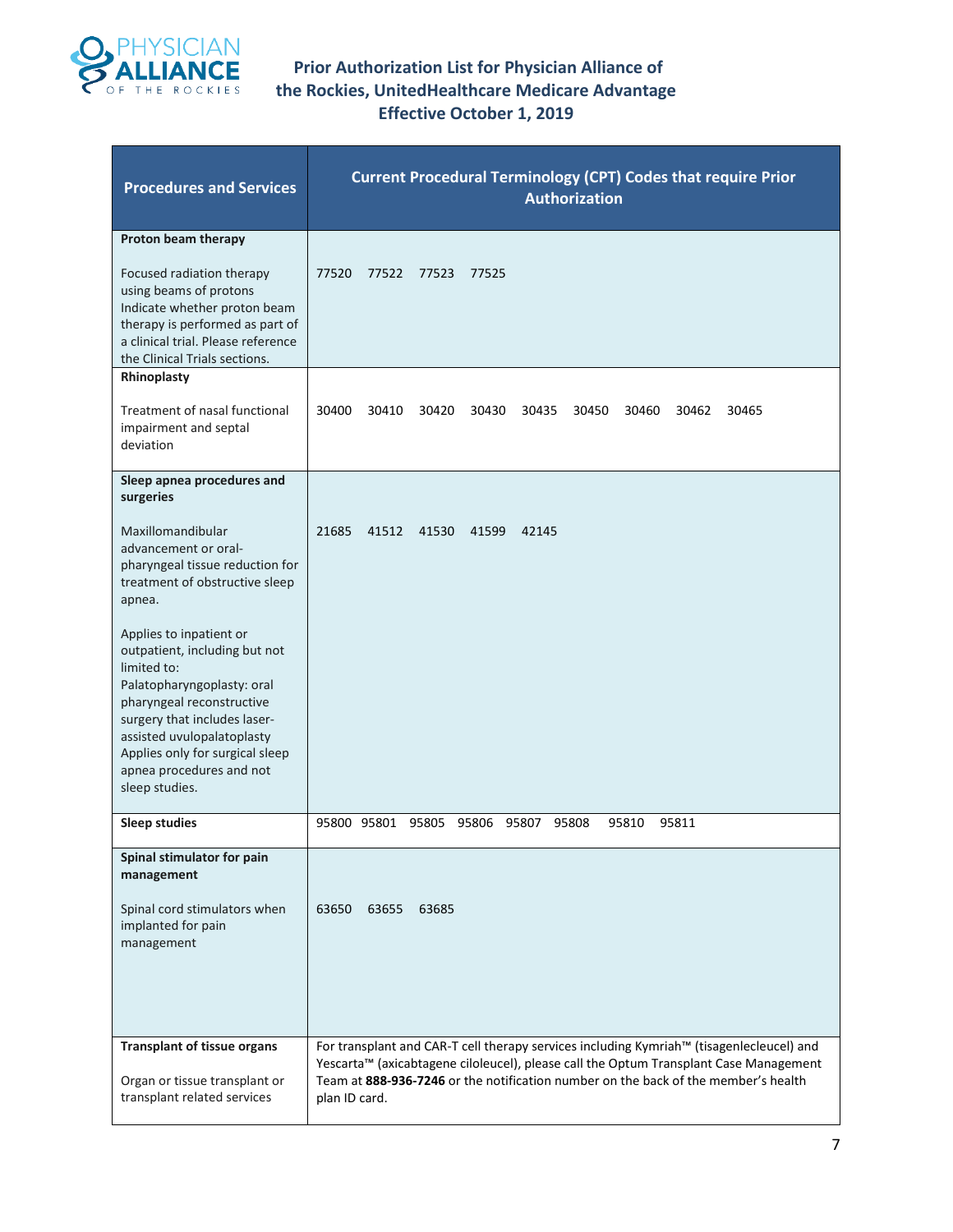# Prior Authorization List for Physician Alliance of the Rockies, UnitedHealthcare Medicare Advantage Effective October 1, 2019

| Procedures and Services | Current Procedural Terminology (CPT) Codes that require Prior Authorization |
|---|---|
| **Proton beam therapy**<br><br>Focused radiation therapy using beams of protons Indicate whether proton beam therapy is performed as part of a clinical trial. Please reference the Clinical Trials sections. | 77520 77522 77523 77525 |
| **Rhinoplasty**<br><br>Treatment of nasal functional impairment and septal deviation | 30400 30410 30420 30430 30435 30450 30460 30462 30465 |
| **Sleep apnea procedures and surgeries**<br><br>Maxillomandibular advancement or oral-pharyngeal tissue reduction for treatment of obstructive sleep apnea.<br><br>Applies to inpatient or outpatient, including but not limited to: Palatopharyngoplasty: oral pharyngeal reconstructive surgery that includes laser-assisted uvulopalatoplasty Applies only for surgical sleep apnea procedures and not sleep studies. | 21685 41512 41530 41599 42145 |
| **Sleep studies** | 95800 95801 95805 95806 95807 95808 95810 95811 |
| **Spinal stimulator for pain management**<br><br>Spinal cord stimulators when implanted for pain management | 63650 63655 63685 |
| **Transplant of tissue organs**<br><br>Organ or tissue transplant or transplant related services | For transplant and CAR-T cell therapy services including Kymriah™ (tisagenlecleucel) and Yescarta™ (axicabtagene ciloleucel), please call the Optum Transplant Case Management Team at **888-936-7246** or the notification number on the back of the member's health plan ID card. |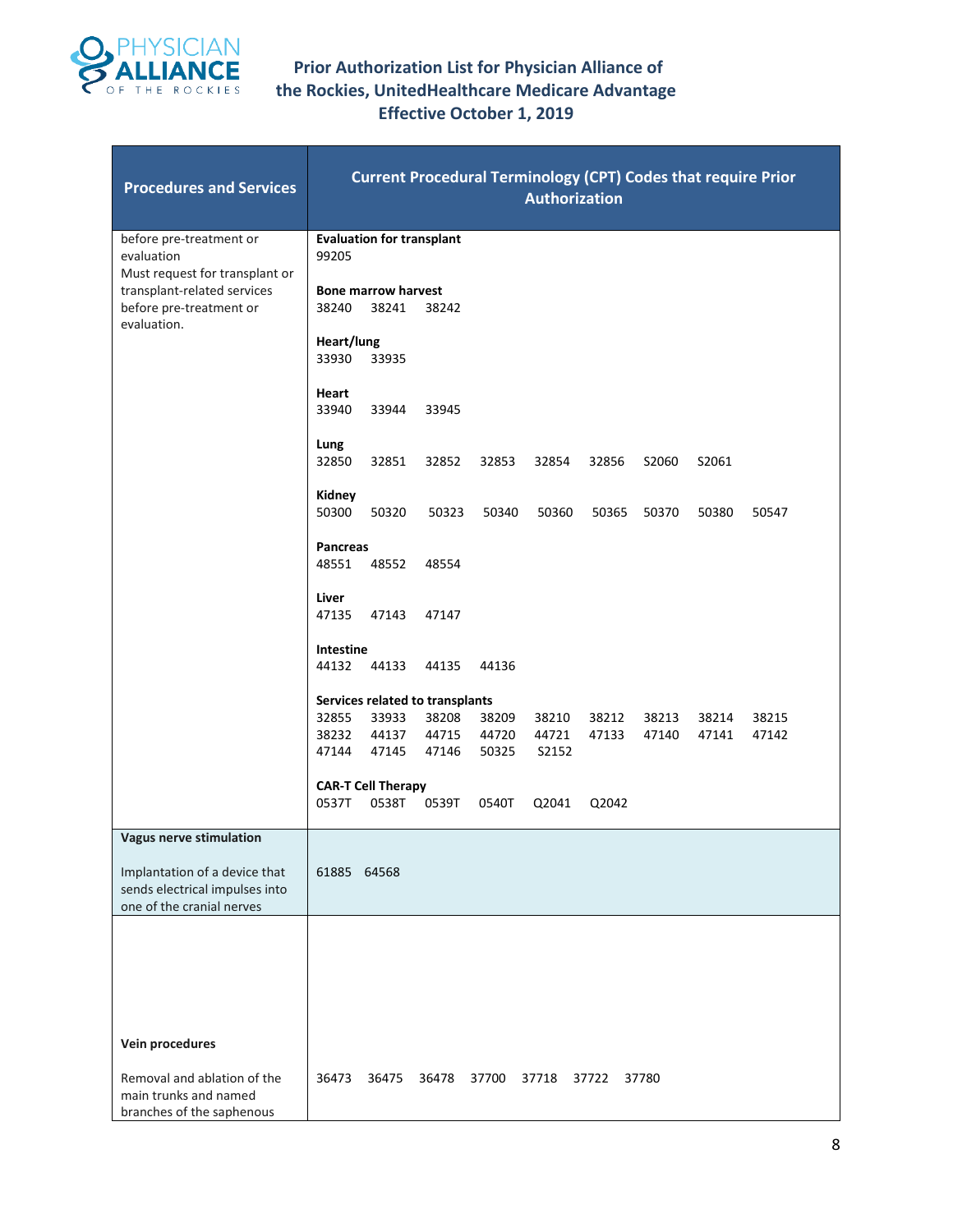# Prior Authorization List for Physician Alliance of the Rockies, UnitedHealthcare Medicare Advantage Effective October 1, 2019

| Procedures and Services | Current Procedural Terminology (CPT) Codes that require Prior Authorization |
|---|---|
| before pre-treatment or evaluation<br>Must request for transplant or transplant-related services before pre-treatment or evaluation. | **Evaluation for transplant**<br>99205<br><br>**Bone marrow harvest**<br>38240 38241 38242<br><br>**Heart/lung**<br>33930 33935<br><br>**Heart**<br>33940 33944 33945<br><br>**Lung**<br>32850 32851 32852 32853 32854 32856 S2060 S2061<br><br>**Kidney**<br>50300 50320 50323 50340 50360 50365 50370 50380 50547<br><br>**Pancreas**<br>48551 48552 48554<br><br>**Liver**<br>47135 47143 47147<br><br>**Intestine**<br>44132 44133 44135 44136<br><br>**Services related to transplants**<br>32855 33933 38208 38209 38210 38212 38213 38214 38215<br>38232 44137 44715 44720 44721 47133 47140 47141 47142<br>47144 47145 47146 50325 S2152<br><br>**CAR-T Cell Therapy**<br>0537T 0538T 0539T 0540T Q2041 Q2042 |
| **Vagus nerve stimulation**<br><br>Implantation of a device that sends electrical impulses into one of the cranial nerves | 61885 64568 |
| **Vein procedures**<br><br>Removal and ablation of the main trunks and named branches of the saphenous | 36473 36475 36478 37700 37718 37722 37780 |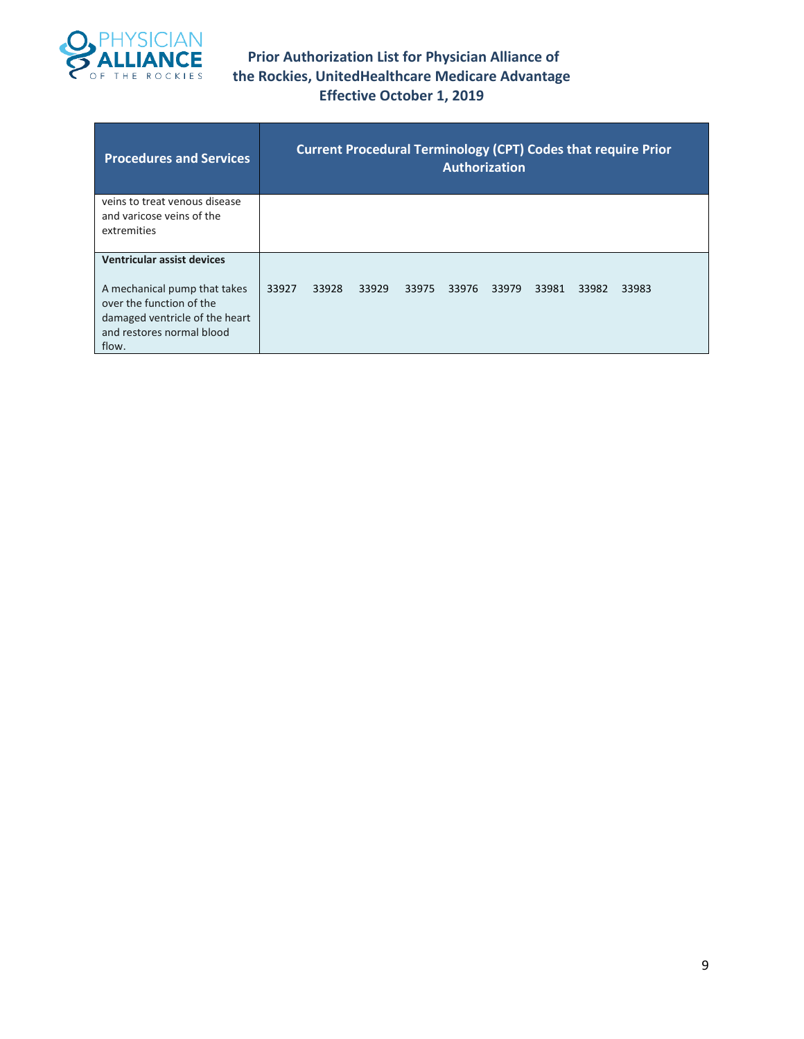# Prior Authorization List for Physician Alliance of the Rockies, UnitedHealthcare Medicare Advantage Effective October 1, 2019

| Procedures and Services | Current Procedural Terminology (CPT) Codes that require Prior Authorization | | | | | | | | |
|---|---|---|---|---|---|---|---|---|---|
| veins to treat venous disease and varicose veins of the extremities | | | | | | | | | |
| **Ventricular assist devices**<br><br>A mechanical pump that takes over the function of the damaged ventricle of the heart and restores normal blood flow. | 33927 | 33928 | 33929 | 33975 | 33976 | 33979 | 33981 | 33982 | 33983 |